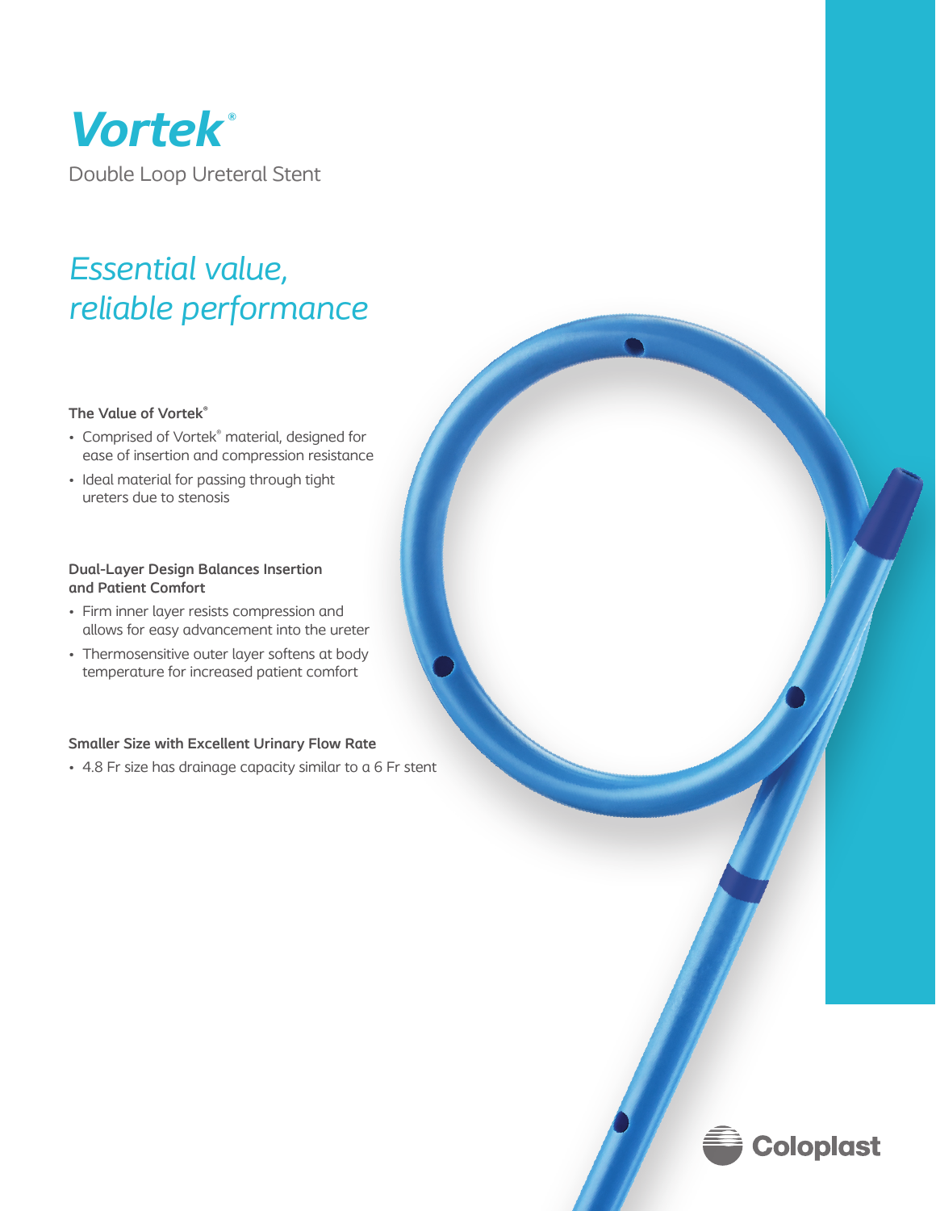# Vortek®

Double Loop Ureteral Stent

## *Essential value, reliable performance*

### The Value of Vortek®

- Comprised of Vortek® material, designed for ease of insertion and compression resistance
- Ideal material for passing through tight ureters due to stenosis

### Dual-Layer Design Balances Insertion and Patient Comfort

- Firm inner layer resists compression and allows for easy advancement into the ureter
- Thermosensitive outer layer softens at body temperature for increased patient comfort

### Smaller Size with Excellent Urinary Flow Rate

- 4.8 Fr size has drainage capacity similar to a 6 Fr stent

Coloplast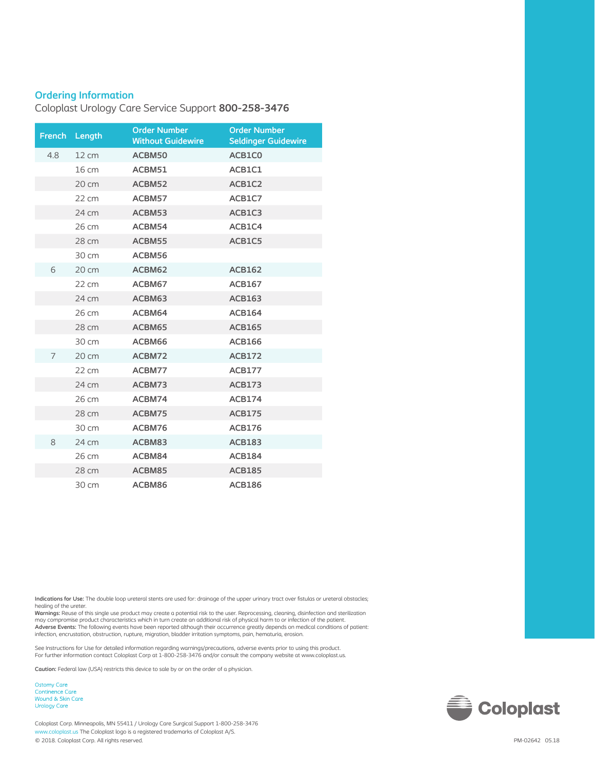## Ordering Information

Coloplast Urology Care Service Support **800-258-3476**

| French | Length | Order Number Without Guidewire | Order Number Seldinger Guidewire |
|---|---|---|---|
| 4.8 | 12 cm | ACBM50 | ACB1C0 |
| | 16 cm | ACBM51 | ACB1C1 |
| | 20 cm | ACBM52 | ACB1C2 |
| | 22 cm | ACBM57 | ACB1C7 |
| | 24 cm | ACBM53 | ACB1C3 |
| | 26 cm | ACBM54 | ACB1C4 |
| | 28 cm | ACBM55 | ACB1C5 |
| | 30 cm | ACBM56 | |
| 6 | 20 cm | ACBM62 | ACB162 |
| | 22 cm | ACBM67 | ACB167 |
| | 24 cm | ACBM63 | ACB163 |
| | 26 cm | ACBM64 | ACB164 |
| | 28 cm | ACBM65 | ACB165 |
| | 30 cm | ACBM66 | ACB166 |
| 7 | 20 cm | ACBM72 | ACB172 |
| | 22 cm | ACBM77 | ACB177 |
| | 24 cm | ACBM73 | ACB173 |
| | 26 cm | ACBM74 | ACB174 |
| | 28 cm | ACBM75 | ACB175 |
| | 30 cm | ACBM76 | ACB176 |
| 8 | 24 cm | ACBM83 | ACB183 |
| | 26 cm | ACBM84 | ACB184 |
| | 28 cm | ACBM85 | ACB185 |
| | 30 cm | ACBM86 | ACB186 |

**Indications for Use:** The double loop ureteral stents are used for: drainage of the upper urinary tract over fistulas or ureteral obstacles; healing of the ureter.
**Warnings:** Reuse of this single use product may create a potential risk to the user. Reprocessing, cleaning, disinfection and sterilization may compromise product characteristics which in turn create an additional risk of physical harm to or infection of the patient.
**Adverse Events:** The following events have been reported although their occurrence greatly depends on medical conditions of patient: infection, encrustation, obstruction, rupture, migration, bladder irritation symptoms, pain, hematuria, erosion.

See Instructions for Use for detailed information regarding warnings/precautions, adverse events prior to using this product.
For further information contact Coloplast Corp at 1-800-258-3476 and/or consult the company website at www.coloplast.us.

**Caution:** Federal law (USA) restricts this device to sale by or on the order of a physician.

Ostomy Care
Continence Care
Wound & Skin Care
Urology Care

Coloplast Corp. Minneapolis, MN 55411 / Urology Care Surgical Support 1-800-258-3476
www.coloplast.us The Coloplast logo is a registered trademarks of Coloplast A/S.
© 2018. Coloplast Corp. All rights reserved.

Coloplast

PM-02642 05.18